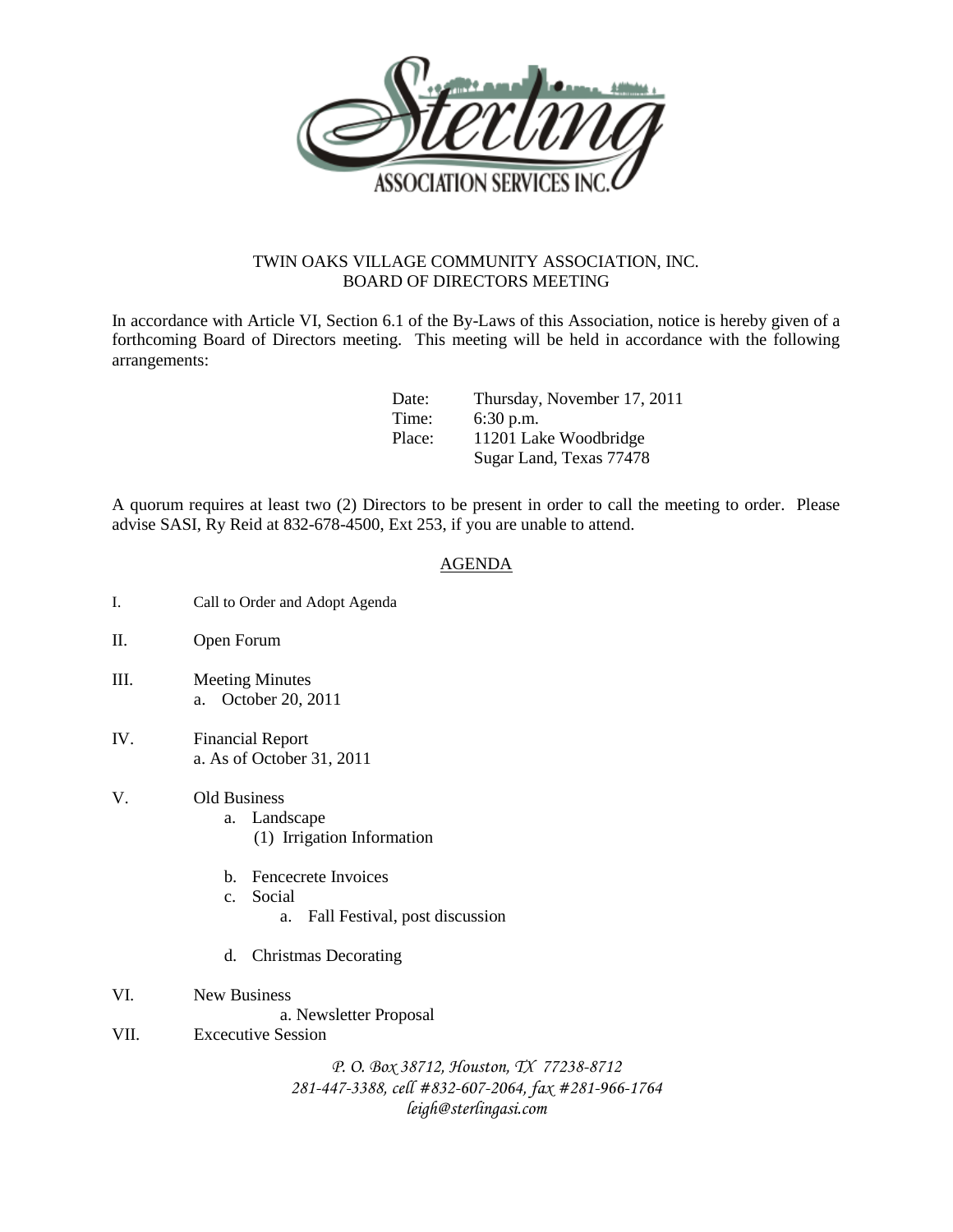Sterling ASSOCIATION SERVICES INC.

TWIN OAKS VILLAGE COMMUNITY ASSOCIATION, INC.
BOARD OF DIRECTORS MEETING

In accordance with Article VI, Section 6.1 of the By-Laws of this Association, notice is hereby given of a forthcoming Board of Directors meeting. This meeting will be held in accordance with the following arrangements:

Date: Thursday, November 17, 2011
Time: 6:30 p.m.
Place: 11201 Lake Woodbridge
Sugar Land, Texas 77478

A quorum requires at least two (2) Directors to be present in order to call the meeting to order. Please advise SASI, Ry Reid at 832-678-4500, Ext 253, if you are unable to attend.

AGENDA

I. Call to Order and Adopt Agenda

II. Open Forum

III. Meeting Minutes
   a. October 20, 2011

IV. Financial Report
   a. As of October 31, 2011

V. Old Business
   a. Landscape
      (1) Irrigation Information
   b. Fencecrete Invoices
   c. Social
      a. Fall Festival, post discussion
   d. Christmas Decorating

VI. New Business
   a. Newsletter Proposal

VII. Excecutive Session

*P. O. Box 38712, Houston, TX 77238-8712*
*281-447-3388, cell #832-607-2064, fax #281-966-1764*
*leigh@sterlingasi.com*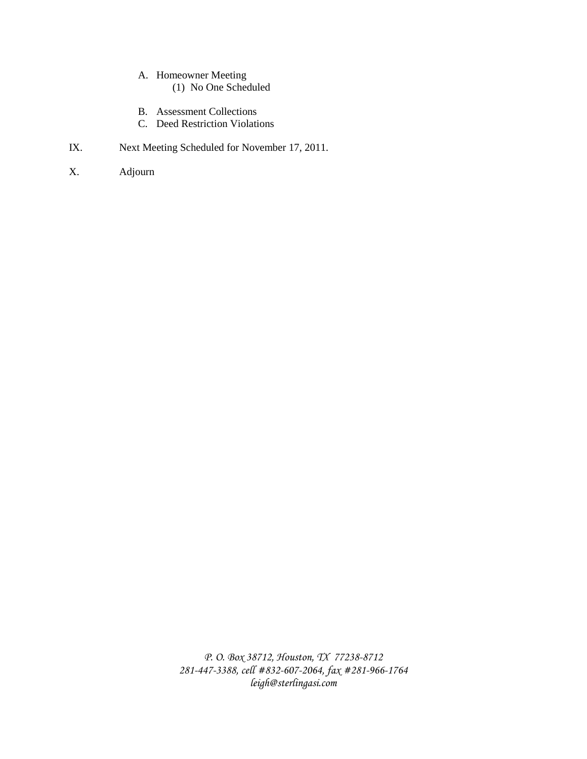A. Homeowner Meeting
   (1) No One Scheduled

B. Assessment Collections

C. Deed Restriction Violations

IX. Next Meeting Scheduled for November 17, 2011.

X. Adjourn

*P. O. Box 38712, Houston, TX 77238-8712*
*281-447-3388, cell #832-607-2064, fax #281-966-1764*
*leigh@sterlingasi.com*